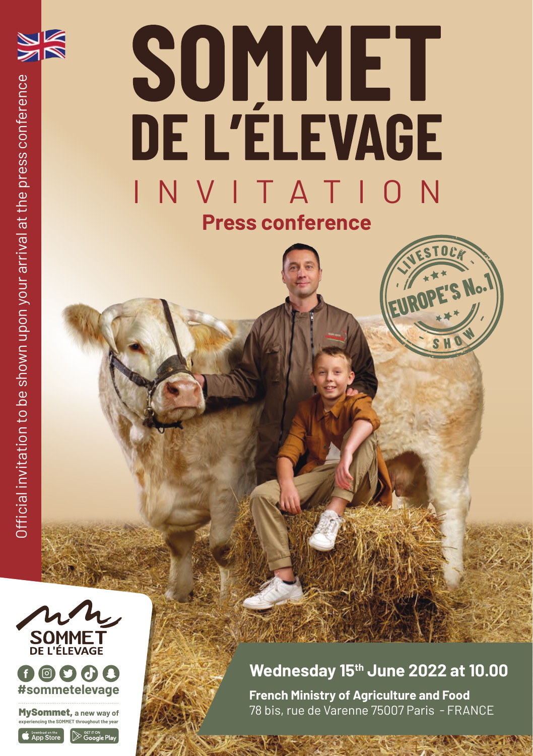Official invitation to be shown upon your arrival at the press conference

# SOMMET DE L'ÉLEVAGE

## INVITATION

### Press conference

LIVESTOCK – EUROPE'S No.1 – SHOW

SOMMET DE L'ÉLEVAGE

#sommetelevage

**MySommet,** a new way of experiencing the SOMMET throughout the year

Download on the App Store

GET IT ON Google Play

## Wednesday 15th June 2022 at 10.00

**French Ministry of Agriculture and Food**
78 bis, rue de Varenne 75007 Paris - FRANCE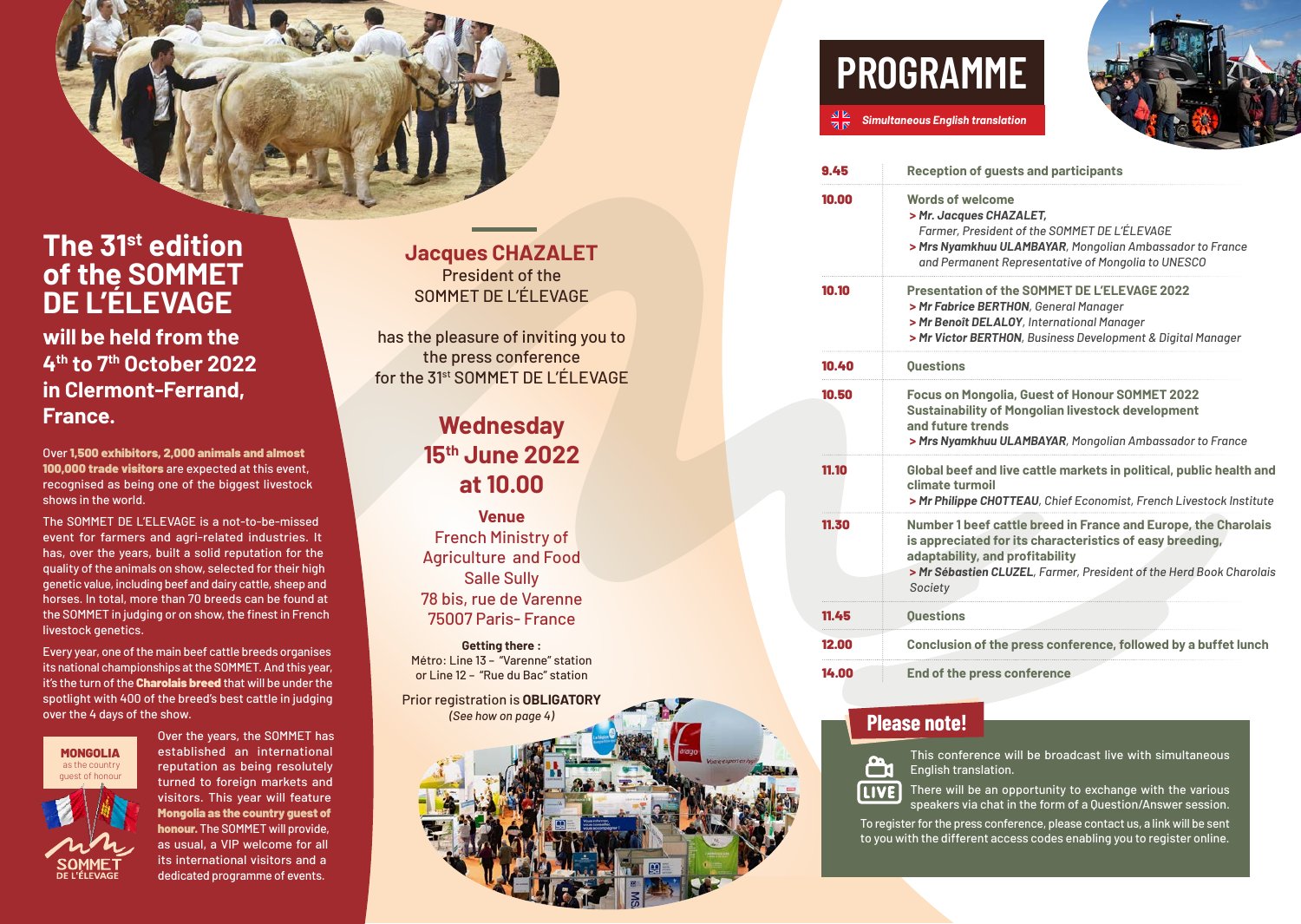# The 31st edition of the SOMMET DE L'ÉLEVAGE

## will be held from the 4th to 7th October 2022 in Clermont-Ferrand, France.

Over **1,500 exhibitors, 2,000 animals and almost 100,000 trade visitors** are expected at this event, recognised as being one of the biggest livestock shows in the world.

The SOMMET DE L'ELEVAGE is a not-to-be-missed event for farmers and agri-related industries. It has, over the years, built a solid reputation for the quality of the animals on show, selected for their high genetic value, including beef and dairy cattle, sheep and horses. In total, more than 70 breeds can be found at the SOMMET in judging or on show, the finest in French livestock genetics.

Every year, one of the main beef cattle breeds organises its national championships at the SOMMET. And this year, it's the turn of the **Charolais breed** that will be under the spotlight with 400 of the breed's best cattle in judging over the 4 days of the show.

**MONGOLIA** as the country guest of honour

SOMMET DE L'ÉLEVAGE

Over the years, the SOMMET has established an international reputation as being resolutely turned to foreign markets and visitors. This year will feature **Mongolia as the country guest of honour.** The SOMMET will provide, as usual, a VIP welcome for all its international visitors and a dedicated programme of events.

## Jacques CHAZALET

President of the SOMMET DE L'ÉLEVAGE

has the pleasure of inviting you to the press conference for the 31st SOMMET DE L'ÉLEVAGE

## Wednesday 15th June 2022 at 10.00

**Venue**

French Ministry of Agriculture and Food
Salle Sully
78 bis, rue de Varenne
75007 Paris- France

**Getting there :**
Métro: Line 13 – "Varenne" station
or Line 12 – "Rue du Bac" station

Prior registration is **OBLIGATORY**
*(See how on page 4)*

# PROGRAMME

*Simultaneous English translation*

| | |
|---|---|
| **9.45** | **Reception of guests and participants** |
| **10.00** | **Words of welcome**<br>> ***Mr. Jacques CHAZALET,*** *Farmer, President of the SOMMET DE L'ÉLEVAGE*<br>> ***Mrs Nyamkhuu ULAMBAYAR****, Mongolian Ambassador to France and Permanent Representative of Mongolia to UNESCO* |
| **10.10** | **Presentation of the SOMMET DE L'ELEVAGE 2022**<br>> ***Mr Fabrice BERTHON****, General Manager*<br>> ***Mr Benoît DELALOY****, International Manager*<br>> ***Mr Victor BERTHON****, Business Development & Digital Manager* |
| **10.40** | **Questions** |
| **10.50** | **Focus on Mongolia, Guest of Honour SOMMET 2022 Sustainability of Mongolian livestock development and future trends**<br>> ***Mrs Nyamkhuu ULAMBAYAR****, Mongolian Ambassador to France* |
| **11.10** | **Global beef and live cattle markets in political, public health and climate turmoil**<br>> ***Mr Philippe CHOTTEAU****, Chief Economist, French Livestock Institute* |
| **11.30** | **Number 1 beef cattle breed in France and Europe, the Charolais is appreciated for its characteristics of easy breeding, adaptability, and profitability**<br>> ***Mr Sébastien CLUZEL****, Farmer, President of the Herd Book Charolais Society* |
| **11.45** | **Questions** |
| **12.00** | **Conclusion of the press conference, followed by a buffet lunch** |
| **14.00** | **End of the press conference** |

## Please note!

This conference will be broadcast live with simultaneous English translation.

There will be an opportunity to exchange with the various speakers via chat in the form of a Question/Answer session.

To register for the press conference, please contact us, a link will be sent to you with the different access codes enabling you to register online.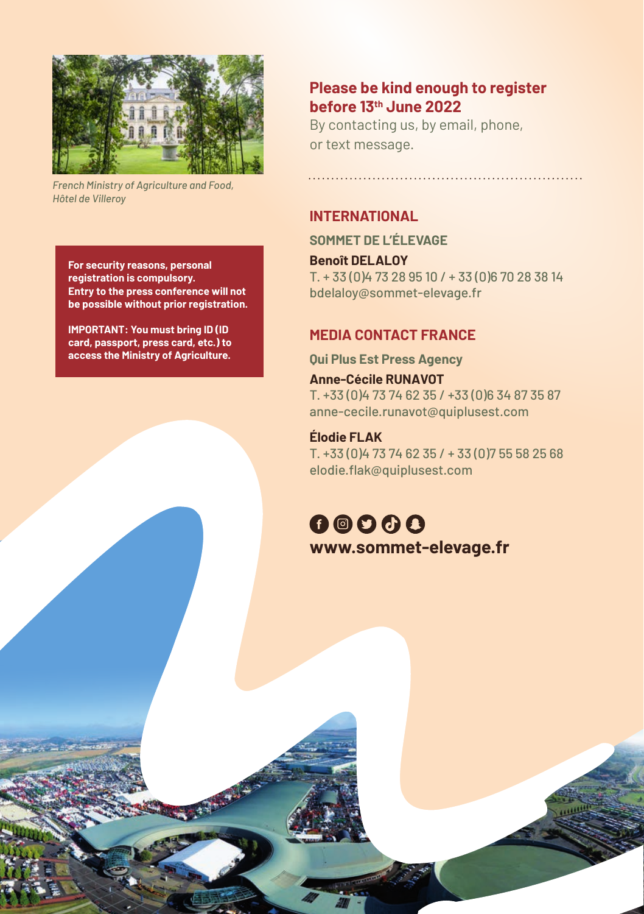*French Ministry of Agriculture and Food, Hôtel de Villeroy*

**For security reasons, personal registration is compulsory.**
**Entry to the press conference will not be possible without prior registration.**

**IMPORTANT: You must bring ID (ID card, passport, press card, etc.) to access the Ministry of Agriculture.**

## Please be kind enough to register before 13th June 2022

By contacting us, by email, phone, or text message.

## INTERNATIONAL

### SOMMET DE L'ÉLEVAGE

**Benoît DELALOY**
T. + 33 (0)4 73 28 95 10 / + 33 (0)6 70 28 38 14
bdelaloy@sommet-elevage.fr

## MEDIA CONTACT FRANCE

### Qui Plus Est Press Agency

**Anne-Cécile RUNAVOT**
T. +33 (0)4 73 74 62 35 / +33 (0)6 34 87 35 87
anne-cecile.runavot@quiplusest.com

**Élodie FLAK**
T. +33 (0)4 73 74 62 35 / + 33 (0)7 55 58 25 68
elodie.flak@quiplusest.com

**www.sommet-elevage.fr**